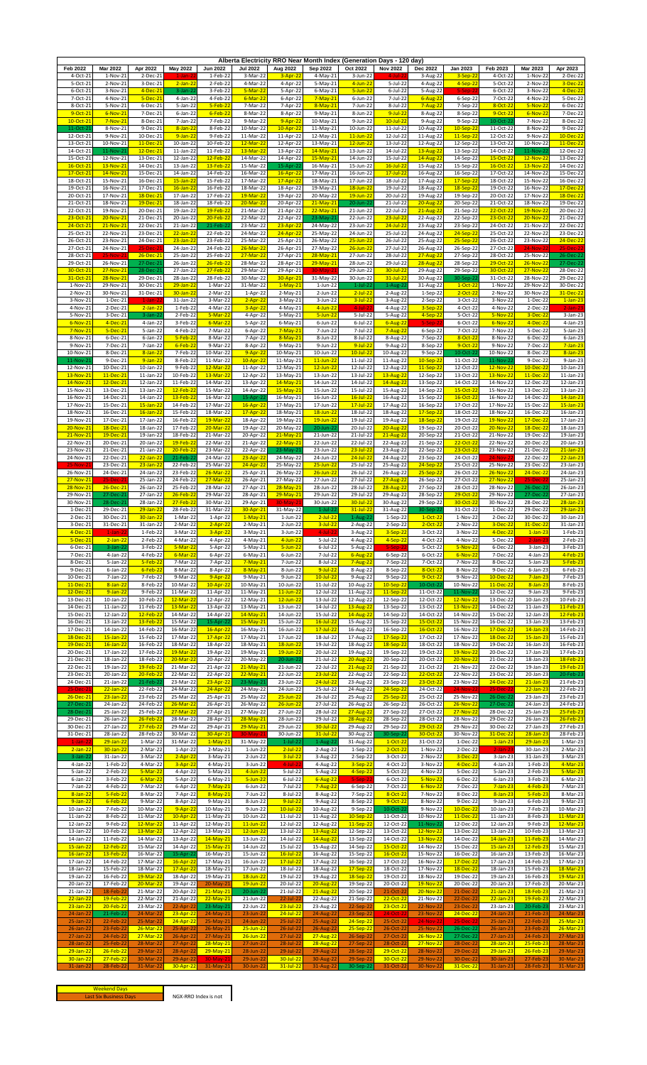# Alberta Electricity RRO Near Month Index (Generation Days - 120 day)

| Feb 2022 | Mar 2022 | Apr 2022 | May 2022 | Jun 2022 | Jul 2022 | Aug 2022 | Sep 2022 | Oct 2022 | Nov 2022 | Dec 2022 | Jan 2023 | Feb 2023 | Mar 2023 | Apr 2023 |
|---|---|---|---|---|---|---|---|---|---|---|---|---|---|---|
| 4-Oct-21 | 1-Nov-21 | 2-Dec-21 | 1-Jan-22 | 1-Feb-22 | 3-Mar-22 | 3-Apr-22 | 4-May-21 | 3-Jun-22 | 4-Jul-22 | 3-Aug-22 | 3-Sep-22 | 4-Oct-22 | 1-Nov-22 | 2-Dec-22 |
| 5-Oct-21 | 2-Nov-21 | 3-Dec-21 | 2-Jan-22 | 2-Feb-22 | 4-Mar-22 | 4-Apr-22 | 5-May-21 | 4-Jun-22 | 5-Jul-22 | 4-Aug-22 | 4-Sep-22 | 5-Oct-22 | 2-Nov-22 | 3-Dec-22 |
| 6-Oct-21 | 3-Nov-21 | 4-Dec-21 | 3-Jan-22 | 3-Feb-22 | 5-Mar-22 | 5-Apr-22 | 6-May-21 | 5-Jun-22 | 6-Jul-22 | 5-Aug-22 | 5-Sep-22 | 6-Oct-22 | 3-Nov-22 | 4-Dec-22 |
| 7-Oct-21 | 4-Nov-21 | 5-Dec-21 | 4-Jan-22 | 4-Feb-22 | 6-Mar-22 | 6-Apr-22 | 7-May-21 | 6-Jun-22 | 7-Jul-22 | 6-Aug-22 | 6-Sep-22 | 7-Oct-22 | 4-Nov-22 | 5-Dec-22 |
| 8-Oct-21 | 5-Nov-21 | 6-Dec-21 | 5-Jan-22 | 5-Feb-22 | 7-Mar-22 | 7-Apr-22 | 8-May-21 | 7-Jun-22 | 8-Jul-22 | 7-Aug-22 | 7-Sep-22 | 8-Oct-22 | 5-Nov-22 | 6-Dec-22 |
| 9-Oct-21 | 6-Nov-21 | 7-Dec-21 | 6-Jan-22 | 6-Feb-22 | 8-Mar-22 | 8-Apr-22 | 9-May-21 | 8-Jun-22 | 9-Jul-22 | 8-Aug-22 | 8-Sep-22 | 9-Oct-22 | 6-Nov-22 | 7-Dec-22 |
| 10-Oct-21 | 7-Nov-21 | 8-Dec-21 | 7-Jan-22 | 7-Feb-22 | 9-Mar-22 | 9-Apr-22 | 10-May-21 | 9-Jun-22 | 10-Jul-22 | 9-Aug-22 | 9-Sep-22 | 10-Oct-22 | 7-Nov-22 | 8-Dec-22 |
| 11-Oct-21 | 8-Nov-21 | 9-Dec-21 | 8-Jan-22 | 8-Feb-22 | 10-Mar-22 | 10-Apr-22 | 11-May-21 | 10-Jun-22 | 11-Jul-22 | 10-Aug-22 | 10-Sep-22 | 11-Oct-22 | 8-Nov-22 | 9-Dec-22 |
| 12-Oct-21 | 9-Nov-21 | 10-Dec-21 | 9-Jan-22 | 9-Feb-22 | 11-Mar-22 | 11-Apr-22 | 12-May-21 | 11-Jun-22 | 12-Jul-22 | 11-Aug-22 | 11-Sep-22 | 12-Oct-22 | 9-Nov-22 | 10-Dec-22 |
| 13-Oct-21 | 10-Nov-21 | 11-Dec-21 | 10-Jan-22 | 10-Feb-22 | 12-Mar-22 | 12-Apr-22 | 13-May-21 | 12-Jun-22 | 13-Jul-22 | 12-Aug-22 | 12-Sep-22 | 13-Oct-22 | 10-Nov-22 | 11-Dec-22 |
| 14-Oct-21 | 11-Nov-21 | 12-Dec-21 | 11-Jan-22 | 11-Feb-22 | 13-Mar-22 | 13-Apr-22 | 14-May-21 | 13-Jun-22 | 14-Jul-22 | 13-Aug-22 | 13-Sep-22 | 14-Oct-22 | 11-Nov-22 | 12-Dec-22 |
| 15-Oct-21 | 12-Nov-21 | 13-Dec-21 | 12-Jan-22 | 12-Feb-22 | 14-Mar-22 | 14-Apr-22 | 15-May-21 | 14-Jun-22 | 15-Jul-22 | 14-Aug-22 | 14-Sep-22 | 15-Oct-22 | 12-Nov-22 | 13-Dec-22 |
| 16-Oct-21 | 13-Nov-21 | 14-Dec-21 | 13-Jan-22 | 13-Feb-22 | 15-Mar-22 | 15-Apr-22 | 16-May-21 | 15-Jun-22 | 16-Jul-22 | 15-Aug-22 | 15-Sep-22 | 16-Oct-22 | 13-Nov-22 | 14-Dec-22 |
| 17-Oct-21 | 14-Nov-21 | 15-Dec-21 | 14-Jan-22 | 14-Feb-22 | 16-Mar-22 | 16-Apr-22 | 17-May-21 | 16-Jun-22 | 17-Jul-22 | 16-Aug-22 | 16-Sep-22 | 17-Oct-22 | 14-Nov-22 | 15-Dec-22 |
| 18-Oct-21 | 15-Nov-21 | 16-Dec-21 | 15-Jan-22 | 15-Feb-22 | 17-Mar-22 | 17-Apr-22 | 18-May-21 | 17-Jun-22 | 18-Jul-22 | 17-Aug-22 | 17-Sep-22 | 18-Oct-22 | 15-Nov-22 | 16-Dec-22 |
| 19-Oct-21 | 16-Nov-21 | 17-Dec-21 | 16-Jan-22 | 16-Feb-22 | 18-Mar-22 | 18-Apr-22 | 19-May-21 | 18-Jun-22 | 19-Jul-22 | 18-Aug-22 | 18-Sep-22 | 19-Oct-22 | 16-Nov-22 | 17-Dec-22 |
| 20-Oct-21 | 17-Nov-21 | 18-Dec-21 | 17-Jan-22 | 17-Feb-22 | 19-Mar-22 | 19-Apr-22 | 20-May-22 | 19-Jun-22 | 20-Jul-22 | 19-Aug-22 | 19-Sep-22 | 20-Oct-22 | 17-Nov-22 | 18-Dec-22 |
| 21-Oct-21 | 18-Nov-21 | 19-Dec-21 | 18-Jan-22 | 18-Feb-22 | 20-Mar-22 | 20-Apr-22 | 21-May-21 | 20-Jun-22 | 21-Jul-22 | 20-Aug-22 | 20-Sep-22 | 21-Oct-22 | 18-Nov-22 | 19-Dec-22 |
| 22-Oct-21 | 19-Nov-21 | 20-Dec-21 | 19-Jan-22 | 19-Feb-22 | 21-Mar-22 | 21-Apr-22 | 22-May-21 | 21-Jun-22 | 22-Jul-22 | 21-Aug-22 | 21-Sep-22 | 22-Oct-22 | 19-Nov-22 | 20-Dec-22 |
| 23-Oct-21 | 20-Nov-21 | 21-Dec-21 | 20-Jan-22 | 20-Feb-22 | 22-Mar-22 | 22-Apr-22 | 23-May-21 | 22-Jun-22 | 23-Jul-22 | 22-Aug-22 | 22-Sep-22 | 23-Oct-22 | 20-Nov-22 | 21-Dec-22 |
| 24-Oct-21 | 21-Nov-21 | 22-Dec-21 | 21-Jan-22 | 21-Feb-22 | 23-Mar-22 | 23-Apr-22 | 24-May-22 | 23-Jun-22 | 24-Jul-22 | 23-Aug-22 | 23-Sep-22 | 24-Oct-22 | 21-Nov-22 | 22-Dec-22 |
| 25-Oct-21 | 22-Nov-21 | 23-Dec-21 | 22-Jan-22 | 22-Feb-22 | 24-Mar-22 | 24-Apr-22 | 25-May-22 | 24-Jun-22 | 25-Jul-22 | 24-Aug-22 | 24-Sep-22 | 25-Oct-22 | 22-Nov-22 | 23-Dec-22 |
| 26-Oct-21 | 23-Nov-21 | 24-Dec-21 | 23-Jan-22 | 23-Feb-22 | 25-Mar-22 | 25-Apr-22 | 26-May-22 | 25-Jun-22 | 26-Jul-22 | 25-Aug-22 | 25-Sep-22 | 26-Oct-22 | 23-Nov-22 | 24-Dec-22 |
| 27-Oct-21 | 24-Nov-21 | 25-Dec-21 | 24-Jan-22 | 24-Feb-22 | 26-Mar-22 | 26-Apr-22 | 27-May-22 | 26-Jun-22 | 27-Jul-22 | 26-Aug-22 | 26-Sep-22 | 27-Oct-22 | 24-Nov-22 | 25-Dec-22 |
| 28-Oct-21 | 25-Nov-21 | 26-Dec-21 | 25-Jan-22 | 25-Feb-22 | 27-Mar-22 | 27-Apr-22 | 28-May-21 | 27-Jun-22 | 28-Jul-22 | 27-Aug-22 | 27-Sep-22 | 28-Oct-22 | 25-Nov-22 | 26-Dec-22 |
| 29-Oct-21 | 26-Nov-21 | 27-Dec-21 | 26-Jan-22 | 26-Feb-22 | 28-Mar-22 | 28-Apr-22 | 29-May-21 | 28-Jun-22 | 29-Jul-22 | 28-Aug-22 | 28-Sep-22 | 29-Oct-22 | 26-Nov-22 | 27-Dec-22 |
| 30-Oct-21 | 27-Nov-21 | 28-Dec-21 | 27-Jan-22 | 27-Feb-22 | 29-Mar-22 | 29-Apr-22 | 30-May-21 | 29-Jun-22 | 30-Jul-22 | 29-Aug-22 | 29-Sep-22 | 30-Oct-22 | 27-Nov-22 | 28-Dec-22 |
| 31-Oct-21 | 28-Nov-21 | 29-Dec-21 | 28-Jan-22 | 28-Feb-22 | 30-Mar-22 | 30-Apr-22 | 31-May-22 | 30-Jun-22 | 31-Jul-22 | 30-Aug-22 | 30-Sep-22 | 31-Oct-22 | 28-Nov-22 | 29-Dec-22 |
| 1-Nov-21 | 29-Nov-21 | 30-Dec-21 | 29-Jan-22 | 1-Mar-22 | 31-Mar-22 | 1-May-22 | 1-Jun-22 | 1-Jul-22 | 1-Aug-22 | 31-Aug-22 | 1-Oct-22 | 1-Nov-22 | 29-Nov-22 | 30-Dec-22 |
| 2-Nov-21 | 30-Nov-21 | 31-Dec-21 | 30-Jan-22 | 2-Mar-22 | 1-Apr-22 | 2-May-22 | 2-Jun-22 | 2-Jul-22 | 2-Aug-22 | 1-Sep-22 | 2-Oct-22 | 2-Nov-22 | 30-Nov-22 | 31-Dec-22 |
| 3-Nov-21 | 1-Dec-21 | 1-Jan-22 | 31-Jan-22 | 3-Mar-22 | 2-Apr-22 | 3-May-22 | 3-Jun-22 | 3-Jul-22 | 3-Aug-22 | 2-Sep-22 | 3-Oct-22 | 3-Nov-22 | 1-Dec-22 | 1-Jan-23 |
| 4-Nov-21 | 2-Dec-21 | 2-Jan-22 | 1-Feb-22 | 4-Mar-22 | 3-Apr-22 | 4-May-22 | 4-Jun-22 | 4-Jul-22 | 4-Aug-22 | 3-Sep-22 | 4-Oct-22 | 4-Nov-22 | 2-Dec-22 | 2-Jan-23 |
| 5-Nov-21 | 3-Dec-21 | 3-Jan-22 | 2-Feb-22 | 5-Mar-22 | 4-Apr-22 | 5-May-22 | 5-Jun-22 | 5-Jul-22 | 5-Aug-22 | 4-Sep-22 | 5-Oct-22 | 5-Nov-22 | 3-Dec-22 | 3-Jan-23 |
| 6-Nov-21 | 4-Dec-21 | 4-Jan-22 | 3-Feb-22 | 6-Mar-22 | 5-Apr-22 | 6-May-22 | 6-Jun-22 | 6-Jul-22 | 6-Aug-22 | 5-Sep-22 | 6-Oct-22 | 6-Nov-22 | 4-Dec-22 | 4-Jan-23 |
| 7-Nov-21 | 5-Dec-21 | 5-Jan-22 | 4-Feb-22 | 7-Mar-22 | 6-Apr-22 | 7-May-22 | 7-Jun-22 | 7-Jul-22 | 7-Aug-22 | 6-Sep-22 | 7-Oct-22 | 7-Nov-22 | 5-Dec-22 | 5-Jan-23 |
| 8-Nov-21 | 6-Dec-21 | 6-Jan-22 | 5-Feb-22 | 8-Mar-22 | 7-Apr-22 | 8-May-22 | 8-Jun-22 | 8-Jul-22 | 8-Aug-22 | 7-Sep-22 | 8-Oct-22 | 8-Nov-22 | 6-Dec-22 | 6-Jan-23 |
| 9-Nov-21 | 7-Dec-21 | 7-Jan-22 | 6-Feb-22 | 9-Mar-22 | 8-Apr-22 | 9-May-22 | 9-Jun-22 | 9-Jul-22 | 9-Aug-22 | 8-Sep-22 | 9-Oct-22 | 9-Nov-22 | 7-Dec-22 | 7-Jan-23 |
| 10-Nov-21 | 8-Dec-21 | 8-Jan-22 | 7-Feb-22 | 10-Mar-22 | 9-Apr-22 | 10-May-22 | 10-Jun-22 | 10-Jul-22 | 10-Aug-22 | 9-Sep-22 | 10-Oct-22 | 10-Nov-22 | 8-Dec-22 | 8-Jan-23 |
| 11-Nov-21 | 9-Dec-21 | 9-Jan-22 | 8-Feb-22 | 11-Mar-22 | 10-Apr-22 | 11-May-22 | 11-Jun-22 | 11-Jul-22 | 11-Aug-22 | 10-Sep-22 | 11-Oct-22 | 11-Nov-22 | 9-Dec-22 | 9-Jan-23 |
| 12-Nov-21 | 10-Dec-21 | 10-Jan-22 | 9-Feb-22 | 12-Mar-22 | 11-Apr-22 | 12-May-22 | 12-Jun-22 | 12-Jul-22 | 12-Aug-22 | 11-Sep-22 | 12-Oct-22 | 12-Nov-22 | 10-Dec-22 | 10-Jan-23 |
| 13-Nov-21 | 11-Dec-21 | 11-Jan-22 | 10-Feb-22 | 13-Mar-22 | 12-Apr-22 | 13-May-22 | 13-Jun-22 | 13-Jul-22 | 13-Aug-22 | 12-Sep-22 | 13-Oct-22 | 13-Nov-22 | 11-Dec-22 | 11-Jan-23 |
| 14-Nov-21 | 12-Dec-21 | 12-Jan-22 | 11-Feb-22 | 14-Mar-22 | 13-Apr-22 | 14-May-22 | 14-Jun-22 | 14-Jul-22 | 14-Aug-22 | 13-Sep-22 | 14-Oct-22 | 14-Nov-22 | 12-Dec-22 | 12-Jan-23 |
| 15-Nov-21 | 13-Dec-21 | 13-Jan-22 | 12-Feb-22 | 15-Mar-22 | 14-Apr-22 | 15-May-22 | 15-Jun-22 | 15-Jul-22 | 15-Aug-22 | 14-Sep-22 | 15-Oct-22 | 15-Nov-22 | 13-Dec-22 | 13-Jan-23 |
| 16-Nov-21 | 14-Dec-21 | 14-Jan-22 | 13-Feb-22 | 16-Mar-22 | 15-Apr-22 | 16-May-22 | 16-Jun-22 | 16-Jul-22 | 16-Aug-22 | 15-Sep-22 | 16-Oct-22 | 16-Nov-22 | 14-Dec-22 | 14-Jan-23 |
| 17-Nov-21 | 15-Dec-21 | 15-Jan-22 | 14-Feb-22 | 17-Mar-22 | 16-Apr-22 | 17-May-22 | 17-Jun-22 | 17-Jul-22 | 17-Aug-22 | 16-Sep-22 | 17-Oct-22 | 17-Nov-22 | 15-Dec-22 | 15-Jan-23 |
| 18-Nov-21 | 16-Dec-21 | 16-Jan-22 | 15-Feb-22 | 18-Mar-22 | 17-Apr-22 | 18-May-22 | 18-Jun-22 | 18-Jul-22 | 18-Aug-22 | 17-Sep-22 | 18-Oct-22 | 18-Nov-22 | 16-Dec-22 | 16-Jan-23 |
| 19-Nov-21 | 17-Dec-21 | 17-Jan-22 | 16-Feb-22 | 19-Mar-22 | 18-Apr-22 | 19-May-22 | 19-Jun-22 | 19-Jul-22 | 19-Aug-22 | 18-Sep-22 | 19-Oct-22 | 19-Nov-22 | 17-Dec-22 | 17-Jan-23 |
| 20-Nov-21 | 18-Dec-21 | 18-Jan-22 | 17-Feb-22 | 20-Mar-22 | 19-Apr-22 | 20-May-22 | 20-Jun-22 | 20-Jul-22 | 20-Aug-22 | 19-Sep-22 | 20-Oct-22 | 20-Nov-22 | 18-Dec-22 | 18-Jan-23 |
| 21-Nov-21 | 19-Dec-21 | 19-Jan-22 | 18-Feb-22 | 21-Mar-22 | 20-Apr-22 | 21-May-22 | 21-Jun-22 | 21-Jul-22 | 21-Aug-22 | 20-Sep-22 | 21-Oct-22 | 21-Nov-22 | 19-Dec-22 | 19-Jan-23 |
| 22-Nov-21 | 20-Dec-21 | 20-Jan-22 | 19-Feb-22 | 22-Mar-22 | 21-Apr-22 | 22-May-22 | 22-Jun-22 | 22-Jul-22 | 22-Aug-22 | 21-Sep-22 | 22-Oct-22 | 22-Nov-22 | 20-Dec-22 | 20-Jan-23 |
| 23-Nov-21 | 21-Dec-21 | 21-Jan-22 | 20-Feb-22 | 23-Mar-22 | 22-Apr-22 | 23-May-22 | 23-Jun-22 | 23-Jul-22 | 23-Aug-22 | 22-Sep-22 | 23-Oct-22 | 23-Nov-22 | 21-Dec-22 | 21-Jan-23 |
| 24-Nov-21 | 22-Dec-21 | 22-Jan-22 | 21-Feb-22 | 24-Mar-22 | 23-Apr-22 | 24-May-22 | 24-Jun-22 | 24-Jul-22 | 24-Aug-22 | 23-Sep-22 | 24-Oct-22 | 24-Nov-22 | 22-Dec-22 | 22-Jan-23 |
| 25-Nov-21 | 23-Dec-21 | 23-Jan-22 | 22-Feb-22 | 25-Mar-22 | 24-Apr-22 | 25-May-22 | 25-Jun-22 | 25-Jul-22 | 25-Aug-22 | 24-Sep-22 | 25-Oct-22 | 25-Nov-22 | 23-Dec-22 | 23-Jan-23 |
| 26-Nov-21 | 24-Dec-21 | 24-Jan-22 | 23-Feb-22 | 26-Mar-22 | 25-Apr-22 | 26-May-22 | 26-Jun-22 | 26-Jul-22 | 26-Aug-22 | 25-Sep-22 | 26-Oct-22 | 26-Nov-22 | 24-Dec-22 | 24-Jan-23 |
| 27-Nov-21 | 25-Dec-21 | 25-Jan-22 | 24-Feb-22 | 27-Mar-22 | 26-Apr-22 | 27-May-22 | 27-Jun-22 | 27-Jul-22 | 27-Aug-22 | 26-Sep-22 | 27-Oct-22 | 27-Nov-22 | 25-Dec-22 | 25-Jan-23 |
| 28-Nov-21 | 26-Dec-21 | 26-Jan-22 | 25-Feb-22 | 28-Mar-22 | 27-Apr-22 | 28-May-22 | 28-Jun-22 | 28-Jul-22 | 28-Aug-22 | 27-Sep-22 | 28-Oct-22 | 28-Nov-22 | 26-Dec-22 | 26-Jan-23 |
| 29-Nov-21 | 27-Dec-21 | 27-Jan-22 | 26-Feb-22 | 29-Mar-22 | 28-Apr-22 | 29-May-22 | 29-Jun-22 | 29-Jul-22 | 29-Aug-22 | 28-Sep-22 | 29-Oct-22 | 29-Nov-22 | 27-Dec-22 | 27-Jan-23 |
| 30-Nov-21 | 28-Dec-21 | 28-Jan-22 | 27-Feb-22 | 30-Mar-22 | 29-Apr-22 | 30-May-22 | 30-Jun-22 | 30-Jul-22 | 30-Aug-22 | 29-Sep-22 | 30-Oct-22 | 30-Nov-22 | 28-Dec-22 | 28-Jan-23 |
| 1-Dec-21 | 29-Dec-21 | 29-Jan-22 | 28-Feb-22 | 31-Mar-22 | 30-Apr-22 | 31-May-22 | 1-Jul-22 | 31-Jul-22 | 31-Aug-22 | 30-Sep-22 | 31-Oct-22 | 1-Dec-22 | 29-Dec-22 | 29-Jan-23 |
| 2-Dec-21 | 30-Dec-21 | 30-Jan-22 | 1-Mar-22 | 1-Apr-22 | 1-May-22 | 1-Jun-22 | 2-Jul-22 | 1-Aug-22 | 1-Sep-22 | 1-Oct-22 | 1-Nov-22 | 2-Dec-22 | 30-Dec-22 | 30-Jan-23 |
| 3-Dec-21 | 31-Dec-21 | 31-Jan-22 | 2-Mar-22 | 2-Apr-22 | 2-May-22 | 2-Jun-22 | 3-Jul-22 | 2-Aug-22 | 2-Sep-22 | 2-Oct-22 | 2-Nov-22 | 3-Dec-22 | 31-Dec-22 | 31-Jan-23 |
| 4-Dec-21 | 1-Jan-22 | 1-Feb-22 | 3-Mar-22 | 3-Apr-22 | 3-May-22 | 3-Jun-22 | 4-Jul-22 | 3-Aug-22 | 3-Sep-22 | 3-Oct-22 | 3-Nov-22 | 4-Dec-22 | 1-Jan-23 | 1-Feb-23 |
| 5-Dec-21 | 2-Jan-22 | 2-Feb-22 | 4-Mar-22 | 4-Apr-22 | 4-May-22 | 4-Jun-22 | 5-Jul-22 | 4-Aug-22 | 4-Sep-22 | 4-Oct-22 | 4-Nov-22 | 5-Dec-22 | 2-Jan-23 | 2-Feb-23 |
| 6-Dec-21 | 3-Jan-22 | 3-Feb-22 | 5-Mar-22 | 5-Apr-22 | 5-May-22 | 5-Jun-22 | 6-Jul-22 | 5-Aug-22 | 5-Sep-22 | 5-Oct-22 | 5-Nov-22 | 6-Dec-22 | 3-Jan-23 | 3-Feb-23 |
| 7-Dec-21 | 4-Jan-22 | 4-Feb-22 | 6-Mar-22 | 6-Apr-22 | 6-May-22 | 6-Jun-22 | 7-Jul-22 | 6-Aug-22 | 6-Sep-22 | 6-Oct-22 | 6-Nov-22 | 7-Dec-22 | 4-Jan-23 | 4-Feb-23 |
| 8-Dec-21 | 5-Jan-22 | 5-Feb-22 | 7-Mar-22 | 7-Apr-22 | 7-May-22 | 7-Jun-22 | 8-Jul-22 | 7-Aug-22 | 7-Sep-22 | 7-Oct-22 | 7-Nov-22 | 8-Dec-22 | 5-Jan-23 | 5-Feb-23 |
| 9-Dec-21 | 6-Jan-22 | 6-Feb-22 | 8-Mar-22 | 8-Apr-22 | 8-May-22 | 8-Jun-22 | 9-Jul-22 | 8-Aug-22 | 8-Sep-22 | 8-Oct-22 | 8-Nov-22 | 9-Dec-22 | 6-Jan-23 | 6-Feb-23 |
| 10-Dec-21 | 7-Jan-22 | 7-Feb-22 | 9-Mar-22 | 9-Apr-22 | 9-May-22 | 9-Jun-22 | 10-Jul-22 | 9-Aug-22 | 9-Sep-22 | 9-Oct-22 | 9-Nov-22 | 10-Dec-22 | 7-Jan-23 | 7-Feb-23 |
| 11-Dec-21 | 8-Jan-22 | 8-Feb-22 | 10-Mar-22 | 10-Apr-22 | 10-May-22 | 10-Jun-22 | 11-Jul-22 | 10-Aug-22 | 10-Sep-22 | 10-Oct-22 | 10-Nov-22 | 11-Dec-22 | 8-Jan-23 | 8-Feb-23 |
| 12-Dec-21 | 9-Jan-22 | 9-Feb-22 | 11-Mar-22 | 11-Apr-22 | 11-May-22 | 11-Jun-22 | 12-Jul-22 | 11-Aug-22 | 11-Sep-22 | 11-Oct-22 | 11-Nov-22 | 12-Dec-22 | 9-Jan-23 | 9-Feb-23 |
| 13-Dec-21 | 10-Jan-22 | 10-Feb-22 | 12-Mar-22 | 12-Apr-22 | 12-May-22 | 12-Jun-22 | 13-Jul-22 | 12-Aug-22 | 12-Sep-22 | 12-Oct-22 | 12-Nov-22 | 13-Dec-22 | 10-Jan-23 | 10-Feb-23 |
| 14-Dec-21 | 11-Jan-22 | 11-Feb-22 | 13-Mar-22 | 13-Apr-22 | 13-May-22 | 13-Jun-22 | 14-Jul-22 | 13-Aug-22 | 13-Sep-22 | 13-Oct-22 | 13-Nov-22 | 14-Dec-22 | 11-Jan-23 | 11-Feb-23 |
| 15-Dec-21 | 12-Jan-22 | 12-Feb-22 | 14-Mar-22 | 14-Apr-22 | 14-May-22 | 14-Jun-22 | 15-Jul-22 | 14-Aug-22 | 14-Sep-22 | 14-Oct-22 | 14-Nov-22 | 15-Dec-22 | 12-Jan-23 | 12-Feb-23 |
| 16-Dec-21 | 13-Jan-22 | 13-Feb-22 | 15-Mar-22 | 15-Apr-22 | 15-May-22 | 15-Jun-22 | 16-Jul-22 | 15-Aug-22 | 15-Sep-22 | 15-Oct-22 | 15-Nov-22 | 16-Dec-22 | 13-Jan-23 | 13-Feb-23 |
| 17-Dec-21 | 14-Jan-22 | 14-Feb-22 | 16-Mar-22 | 16-Apr-22 | 16-May-22 | 16-Jun-22 | 17-Jul-22 | 16-Aug-22 | 16-Sep-22 | 16-Oct-22 | 16-Nov-22 | 17-Dec-22 | 14-Jan-23 | 14-Feb-23 |
| 18-Dec-21 | 15-Jan-22 | 15-Feb-22 | 17-Mar-22 | 17-Apr-22 | 17-May-22 | 17-Jun-22 | 18-Jul-22 | 17-Aug-22 | 17-Sep-22 | 17-Oct-22 | 17-Nov-22 | 18-Dec-22 | 15-Jan-23 | 15-Feb-23 |
| 19-Dec-21 | 16-Jan-22 | 16-Feb-22 | 18-Mar-22 | 18-Apr-22 | 18-May-22 | 18-Jun-22 | 19-Jul-22 | 18-Aug-22 | 18-Sep-22 | 18-Oct-22 | 18-Nov-22 | 19-Dec-22 | 16-Jan-23 | 16-Feb-23 |
| 20-Dec-21 | 17-Jan-22 | 17-Feb-22 | 19-Mar-22 | 19-Apr-22 | 19-May-22 | 19-Jun-22 | 20-Jul-22 | 19-Aug-22 | 19-Sep-22 | 19-Oct-22 | 19-Nov-22 | 20-Dec-22 | 17-Jan-23 | 17-Feb-23 |
| 21-Dec-21 | 18-Jan-22 | 18-Feb-22 | 20-Mar-22 | 20-Apr-22 | 20-May-22 | 20-Jun-22 | 21-Jul-22 | 20-Aug-22 | 20-Sep-22 | 20-Oct-22 | 20-Nov-22 | 21-Dec-22 | 18-Jan-23 | 18-Feb-23 |
| 22-Dec-21 | 19-Jan-22 | 19-Feb-22 | 21-Mar-22 | 21-Apr-22 | 21-May-22 | 21-Jun-22 | 22-Jul-22 | 21-Aug-22 | 21-Sep-22 | 21-Oct-22 | 21-Nov-22 | 22-Dec-22 | 19-Jan-23 | 19-Feb-23 |
| 23-Dec-21 | 20-Jan-22 | 20-Feb-22 | 22-Mar-22 | 22-Apr-22 | 22-May-22 | 22-Jun-22 | 23-Jul-22 | 22-Aug-22 | 22-Sep-22 | 22-Oct-22 | 22-Nov-22 | 23-Dec-22 | 20-Jan-23 | 20-Feb-23 |
| 24-Dec-21 | 21-Jan-22 | 21-Feb-22 | 23-Mar-22 | 23-Apr-22 | 23-May-22 | 23-Jun-22 | 24-Jul-22 | 23-Aug-22 | 23-Sep-22 | 23-Oct-22 | 23-Nov-22 | 24-Dec-22 | 21-Jan-23 | 21-Feb-23 |
| 25-Dec-21 | 22-Jan-22 | 22-Feb-22 | 24-Mar-22 | 24-Apr-22 | 24-May-22 | 24-Jun-22 | 25-Jul-22 | 24-Aug-22 | 24-Sep-22 | 24-Oct-22 | 24-Nov-22 | 25-Dec-22 | 22-Jan-23 | 22-Feb-23 |
| 26-Dec-21 | 23-Jan-22 | 23-Feb-22 | 25-Mar-22 | 25-Apr-22 | 25-May-22 | 25-Jun-22 | 26-Jul-22 | 25-Aug-22 | 25-Sep-22 | 25-Oct-22 | 25-Nov-22 | 26-Dec-22 | 23-Jan-23 | 23-Feb-23 |
| 27-Dec-21 | 24-Jan-22 | 24-Feb-22 | 26-Mar-22 | 26-Apr-22 | 26-May-22 | 26-Jun-22 | 27-Jul-22 | 26-Aug-22 | 26-Sep-22 | 26-Oct-22 | 26-Nov-22 | 27-Dec-22 | 24-Jan-23 | 24-Feb-23 |
| 28-Dec-21 | 25-Jan-22 | 25-Feb-22 | 27-Mar-22 | 27-Apr-22 | 27-May-22 | 27-Jun-22 | 28-Jul-22 | 27-Aug-22 | 27-Sep-22 | 27-Oct-22 | 27-Nov-22 | 28-Dec-22 | 25-Jan-23 | 25-Feb-23 |
| 29-Dec-21 | 26-Jan-22 | 26-Feb-22 | 28-Mar-22 | 28-Apr-22 | 28-May-22 | 28-Jun-22 | 29-Jul-22 | 28-Aug-22 | 28-Sep-22 | 28-Oct-22 | 28-Nov-22 | 29-Dec-22 | 26-Jan-23 | 26-Feb-23 |
| 30-Dec-21 | 27-Jan-22 | 27-Feb-22 | 29-Mar-22 | 29-Apr-22 | 29-May-22 | 29-Jun-22 | 30-Jul-22 | 29-Aug-22 | 29-Sep-22 | 29-Oct-22 | 29-Nov-22 | 30-Dec-22 | 27-Jan-23 | 27-Feb-23 |
| 31-Dec-21 | 28-Jan-22 | 28-Feb-22 | 30-Mar-22 | 30-Apr-22 | 30-May-22 | 30-Jun-22 | 31-Jul-22 | 30-Aug-22 | 30-Sep-22 | 30-Oct-22 | 30-Nov-22 | 31-Dec-22 | 28-Jan-23 | 28-Feb-23 |
| 1-Jan-22 | 29-Jan-22 | 1-Mar-22 | 31-Mar-22 | 1-May-22 | 31-May-22 | 1-Jul-22 | 1-Aug-22 | 31-Aug-22 | 1-Oct-22 | 31-Oct-22 | 1-Dec-22 | 1-Jan-23 | 29-Jan-23 | 1-Mar-23 |
| 2-Jan-22 | 30-Jan-22 | 2-Mar-22 | 1-Apr-22 | 2-May-22 | 1-Jun-22 | 2-Jul-22 | 2-Aug-22 | 1-Sep-22 | 2-Oct-22 | 1-Nov-22 | 2-Dec-22 | 2-Jan-23 | 30-Jan-23 | 2-Mar-23 |
| 3-Jan-22 | 31-Jan-22 | 3-Mar-22 | 2-Apr-22 | 3-May-22 | 2-Jun-22 | 3-Jul-22 | 3-Aug-22 | 2-Sep-22 | 3-Oct-22 | 2-Nov-22 | 3-Dec-22 | 3-Jan-23 | 31-Jan-23 | 3-Mar-23 |
| 4-Jan-22 | 1-Feb-22 | 4-Mar-22 | 3-Apr-22 | 4-May-22 | 3-Jun-22 | 4-Jul-22 | 4-Aug-22 | 3-Sep-22 | 4-Oct-22 | 3-Nov-22 | 4-Dec-22 | 4-Jan-23 | 1-Feb-23 | 4-Mar-23 |
| 5-Jan-22 | 2-Feb-22 | 5-Mar-22 | 4-Apr-22 | 5-May-22 | 4-Jun-22 | 5-Jul-22 | 5-Aug-22 | 4-Sep-22 | 5-Oct-22 | 4-Nov-22 | 5-Dec-22 | 5-Jan-23 | 2-Feb-23 | 5-Mar-23 |
| 6-Jan-22 | 3-Feb-22 | 6-Mar-22 | 5-Apr-22 | 6-May-22 | 5-Jun-22 | 6-Jul-22 | 6-Aug-22 | 5-Sep-22 | 6-Oct-22 | 5-Nov-22 | 6-Dec-22 | 6-Jan-23 | 3-Feb-23 | 6-Mar-23 |
| 7-Jan-22 | 4-Feb-22 | 7-Mar-22 | 6-Apr-22 | 7-May-22 | 6-Jun-22 | 7-Jul-22 | 7-Aug-22 | 6-Sep-22 | 7-Oct-22 | 6-Nov-22 | 7-Dec-22 | 7-Jan-23 | 4-Feb-23 | 7-Mar-23 |
| 8-Jan-22 | 5-Feb-22 | 8-Mar-22 | 7-Apr-22 | 8-May-22 | 7-Jun-22 | 8-Jul-22 | 8-Aug-22 | 7-Sep-22 | 8-Oct-22 | 7-Nov-22 | 8-Dec-22 | 8-Jan-23 | 5-Feb-23 | 8-Mar-23 |
| 9-Jan-22 | 6-Feb-22 | 9-Mar-22 | 8-Apr-22 | 9-May-22 | 8-Jun-22 | 9-Jul-22 | 9-Aug-22 | 8-Sep-22 | 9-Oct-22 | 8-Nov-22 | 9-Dec-22 | 9-Jan-23 | 6-Feb-23 | 9-Mar-23 |
| 10-Jan-22 | 7-Feb-22 | 10-Mar-22 | 9-Apr-22 | 10-May-22 | 9-Jun-22 | 10-Jul-22 | 10-Aug-22 | 9-Sep-22 | 10-Oct-22 | 9-Nov-22 | 10-Dec-22 | 10-Jan-23 | 7-Feb-23 | 10-Mar-23 |
| 11-Jan-22 | 8-Feb-22 | 11-Mar-22 | 10-Apr-22 | 11-May-22 | 10-Jun-22 | 11-Jul-22 | 11-Aug-22 | 10-Sep-22 | 11-Oct-22 | 10-Nov-22 | 11-Dec-22 | 11-Jan-23 | 8-Feb-23 | 11-Mar-23 |
| 12-Jan-22 | 9-Feb-22 | 12-Mar-22 | 11-Apr-22 | 12-May-22 | 11-Jun-22 | 12-Jul-22 | 12-Aug-22 | 11-Sep-22 | 12-Oct-22 | 11-Nov-22 | 12-Dec-22 | 12-Jan-23 | 9-Feb-23 | 12-Mar-23 |
| 13-Jan-22 | 10-Feb-22 | 13-Mar-22 | 12-Apr-22 | 13-May-22 | 12-Jun-22 | 13-Jul-22 | 13-Aug-22 | 12-Sep-22 | 13-Oct-22 | 12-Nov-22 | 13-Dec-22 | 13-Jan-23 | 10-Feb-23 | 13-Mar-23 |
| 14-Jan-22 | 11-Feb-22 | 14-Mar-22 | 13-Apr-22 | 14-May-22 | 13-Jun-22 | 14-Jul-22 | 14-Aug-22 | 13-Sep-22 | 14-Oct-22 | 13-Nov-22 | 14-Dec-22 | 14-Jan-23 | 11-Feb-23 | 14-Mar-23 |
| 15-Jan-22 | 12-Feb-22 | 15-Mar-22 | 14-Apr-22 | 15-May-22 | 14-Jun-22 | 15-Jul-22 | 15-Aug-22 | 14-Sep-22 | 15-Oct-22 | 14-Nov-22 | 15-Dec-22 | 15-Jan-23 | 12-Feb-23 | 15-Mar-23 |
| 16-Jan-22 | 13-Feb-22 | 16-Mar-22 | 15-Apr-22 | 16-May-22 | 15-Jun-22 | 16-Jul-22 | 16-Aug-22 | 15-Sep-22 | 16-Oct-22 | 15-Nov-22 | 16-Dec-22 | 16-Jan-23 | 13-Feb-23 | 16-Mar-23 |
| 17-Jan-22 | 14-Feb-22 | 17-Mar-22 | 16-Apr-22 | 17-May-22 | 16-Jun-22 | 17-Jul-22 | 17-Aug-22 | 16-Sep-22 | 17-Oct-22 | 16-Nov-22 | 17-Dec-22 | 17-Jan-23 | 14-Feb-23 | 17-Mar-23 |
| 18-Jan-22 | 15-Feb-22 | 18-Mar-22 | 17-Apr-22 | 18-May-22 | 17-Jun-22 | 18-Jul-22 | 18-Aug-22 | 17-Sep-22 | 18-Oct-22 | 17-Nov-22 | 18-Dec-22 | 18-Jan-23 | 15-Feb-23 | 18-Mar-23 |
| 19-Jan-22 | 16-Feb-22 | 19-Mar-22 | 18-Apr-22 | 19-May-22 | 18-Jun-22 | 19-Jul-22 | 19-Aug-22 | 18-Sep-22 | 19-Oct-22 | 18-Nov-22 | 19-Dec-22 | 19-Jan-23 | 16-Feb-23 | 19-Mar-23 |
| 20-Jan-22 | 17-Feb-22 | 20-Mar-22 | 19-Apr-22 | 20-May-22 | 19-Jun-22 | 20-Jul-22 | 20-Aug-22 | 19-Sep-22 | 20-Oct-22 | 19-Nov-22 | 20-Dec-22 | 20-Jan-23 | 17-Feb-23 | 20-Mar-23 |
| 21-Jan-22 | 18-Feb-22 | 21-Mar-22 | 20-Apr-22 | 21-May-22 | 20-Jun-22 | 21-Jul-22 | 21-Aug-22 | 20-Sep-22 | 21-Oct-22 | 20-Nov-22 | 21-Dec-22 | 21-Jan-23 | 18-Feb-23 | 21-Mar-23 |
| 22-Jan-22 | 19-Feb-22 | 22-Mar-22 | 21-Apr-22 | 22-May-22 | 21-Jun-22 | 22-Jul-22 | 22-Aug-22 | 21-Sep-22 | 22-Oct-22 | 21-Nov-22 | 22-Dec-22 | 22-Jan-23 | 19-Feb-23 | 22-Mar-23 |
| 23-Jan-22 | 20-Feb-22 | 23-Mar-22 | 22-Apr-22 | 23-May-22 | 22-Jun-22 | 23-Jul-22 | 23-Aug-22 | 22-Sep-22 | 23-Oct-22 | 22-Nov-22 | 23-Dec-22 | 23-Jan-23 | 20-Feb-23 | 23-Mar-23 |
| 24-Jan-22 | 21-Feb-22 | 24-Mar-22 | 23-Apr-22 | 24-May-22 | 23-Jun-22 | 24-Jul-22 | 24-Aug-22 | 23-Sep-22 | 24-Oct-22 | 23-Nov-22 | 24-Dec-22 | 24-Jan-23 | 21-Feb-23 | 24-Mar-23 |
| 25-Jan-22 | 22-Feb-22 | 25-Mar-22 | 24-Apr-22 | 25-May-22 | 24-Jun-22 | 25-Jul-22 | 25-Aug-22 | 24-Sep-22 | 25-Oct-22 | 24-Nov-22 | 25-Dec-22 | 25-Jan-23 | 22-Feb-23 | 25-Mar-23 |
| 26-Jan-22 | 23-Feb-22 | 26-Mar-22 | 25-Apr-22 | 26-May-22 | 25-Jun-22 | 26-Jul-22 | 26-Aug-22 | 25-Sep-22 | 26-Oct-22 | 25-Nov-22 | 26-Dec-22 | 26-Jan-23 | 23-Feb-23 | 26-Mar-23 |
| 27-Jan-22 | 24-Feb-22 | 27-Mar-22 | 26-Apr-22 | 27-May-22 | 26-Jun-22 | 27-Jul-22 | 27-Aug-22 | 26-Sep-22 | 27-Oct-22 | 26-Nov-22 | 27-Dec-22 | 27-Jan-23 | 24-Feb-23 | 27-Mar-23 |
| 28-Jan-22 | 25-Feb-22 | 28-Mar-22 | 27-Apr-22 | 28-May-22 | 27-Jun-22 | 28-Jul-22 | 28-Aug-22 | 27-Sep-22 | 28-Oct-22 | 27-Nov-22 | 28-Dec-22 | 28-Jan-23 | 25-Feb-23 | 28-Mar-23 |
| 29-Jan-22 | 26-Feb-22 | 29-Mar-22 | 28-Apr-22 | 29-May-22 | 28-Jun-22 | 29-Jul-22 | 29-Aug-22 | 28-Sep-22 | 29-Oct-22 | 28-Nov-22 | 29-Dec-22 | 29-Jan-23 | 26-Feb-23 | 29-Mar-23 |
| 30-Jan-22 | 27-Feb-22 | 30-Mar-22 | 29-Apr-22 | 30-May-22 | 29-Jun-22 | 30-Jul-22 | 30-Aug-22 | 29-Sep-22 | 30-Oct-22 | 29-Nov-22 | 30-Dec-22 | 30-Jan-23 | 27-Feb-23 | 30-Mar-23 |
| 31-Jan-22 | 28-Feb-22 | 31-Mar-22 | 30-Apr-22 | 31-May-22 | 30-Jun-22 | 31-Jul-22 | 31-Aug-22 | 30-Sep-22 | 31-Oct-22 | 30-Nov-22 | 31-Dec-22 | 31-Jan-23 | 28-Feb-23 | 31-Mar-23 |

| Legend | |
|---|---|
| Weekend Days | |
| Last Six Business Days | NGX-RRO Index is not |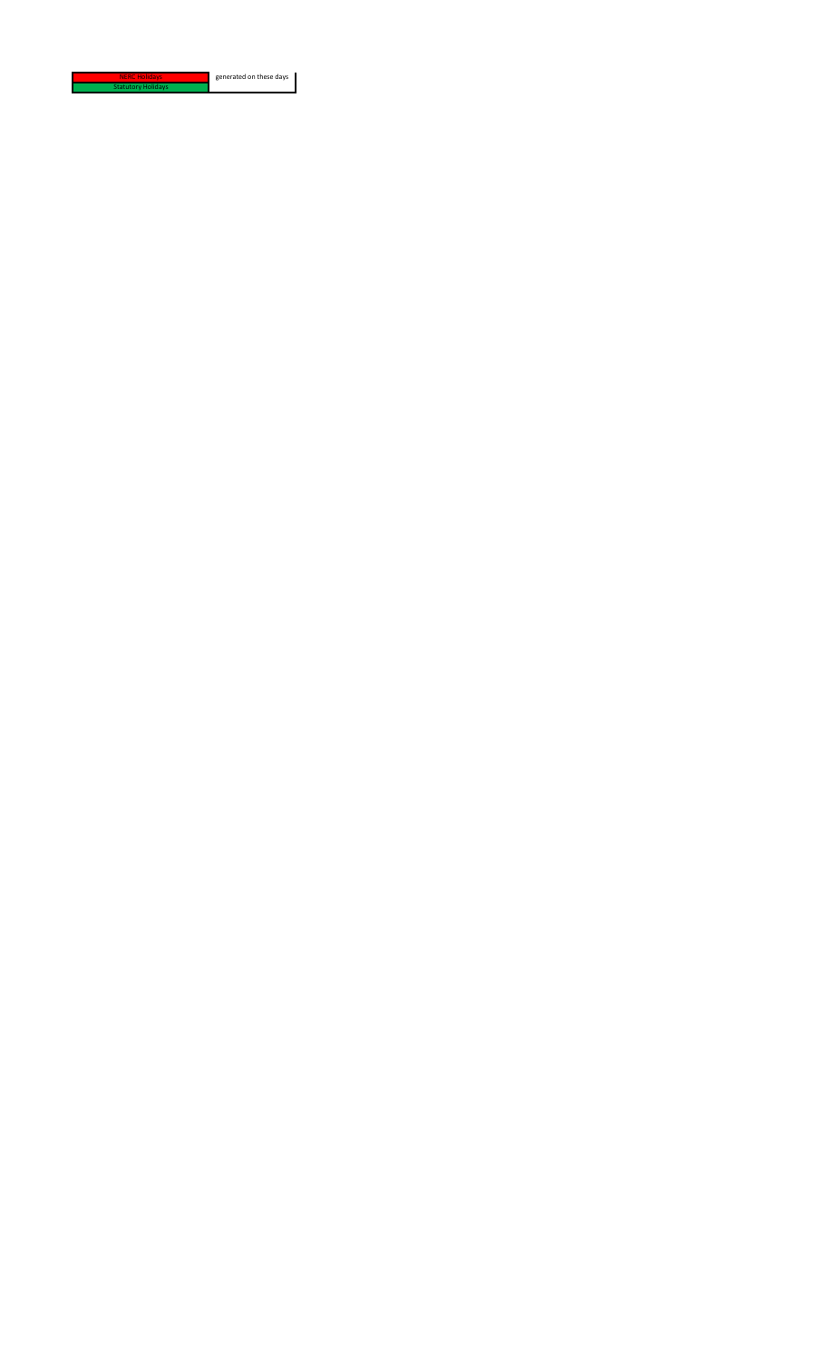| | |
|---|---|
| NERC Holidays | generated on these days |
| Statutory Holidays | |